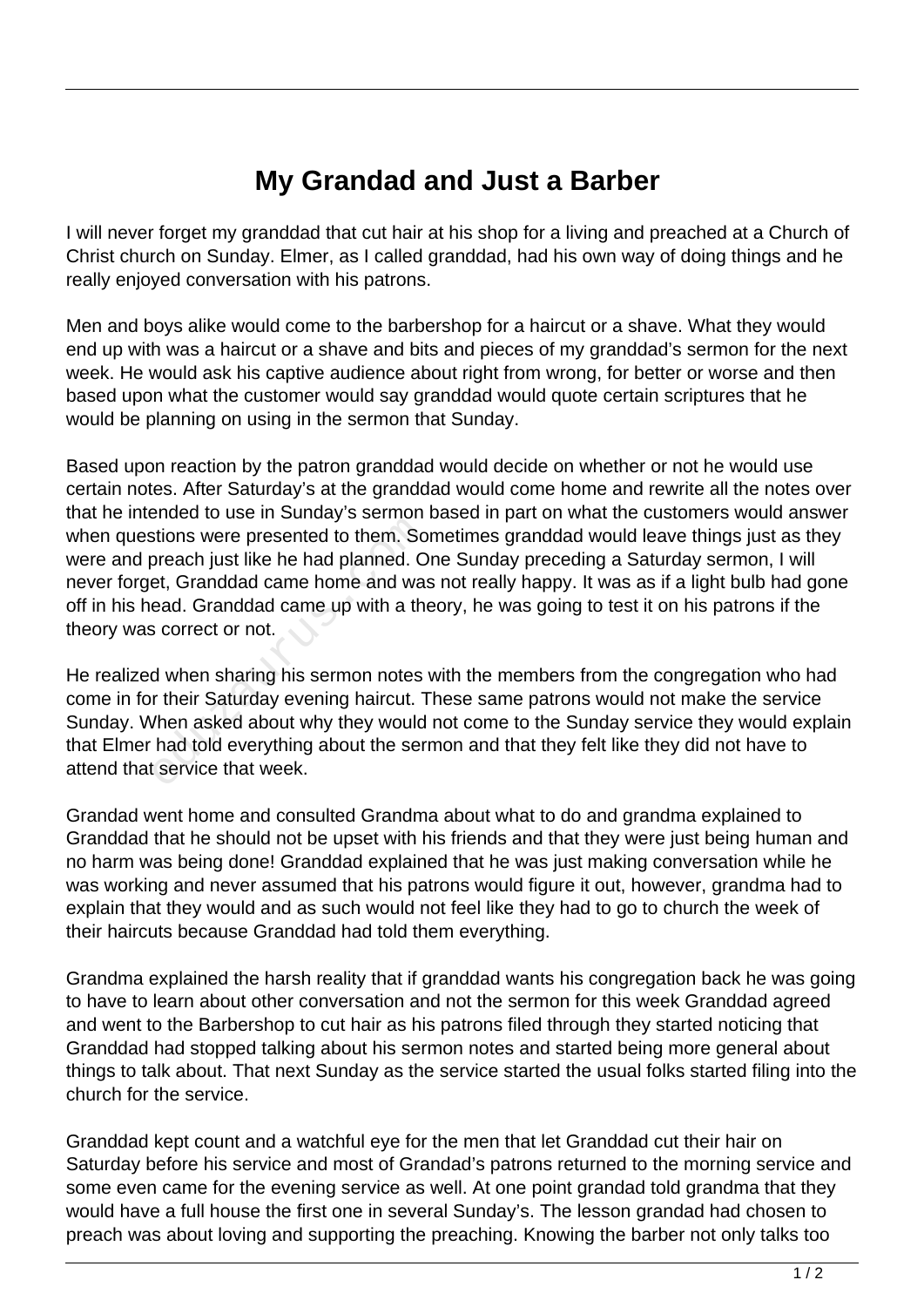# My Grandad and Just a Barber

I will never forget my granddad that cut hair at his shop for a living and preached at a Church of Christ church on Sunday. Elmer, as I called granddad, had his own way of doing things and he really enjoyed conversation with his patrons.

Men and boys alike would come to the barbershop for a haircut or a shave. What they would end up with was a haircut or a shave and bits and pieces of my granddad's sermon for the next week. He would ask his captive audience about right from wrong, for better or worse and then based upon what the customer would say granddad would quote certain scriptures that he would be planning on using in the sermon that Sunday.

Based upon reaction by the patron granddad would decide on whether or not he would use certain notes. After Saturday's at the granddad would come home and rewrite all the notes over that he intended to use in Sunday's sermon based in part on what the customers would answer when questions were presented to them. Sometimes granddad would leave things just as they were and preach just like he had planned. One Sunday preceding a Saturday sermon, I will never forget, Granddad came home and was not really happy. It was as if a light bulb had gone off in his head. Granddad came up with a theory, he was going to test it on his patrons if the theory was correct or not.

He realized when sharing his sermon notes with the members from the congregation who had come in for their Saturday evening haircut. These same patrons would not make the service Sunday. When asked about why they would not come to the Sunday service they would explain that Elmer had told everything about the sermon and that they felt like they did not have to attend that service that week.

Grandad went home and consulted Grandma about what to do and grandma explained to Granddad that he should not be upset with his friends and that they were just being human and no harm was being done! Granddad explained that he was just making conversation while he was working and never assumed that his patrons would figure it out, however, grandma had to explain that they would and as such would not feel like they had to go to church the week of their haircuts because Granddad had told them everything.

Grandma explained the harsh reality that if granddad wants his congregation back he was going to have to learn about other conversation and not the sermon for this week Granddad agreed and went to the Barbershop to cut hair as his patrons filed through they started noticing that Granddad had stopped talking about his sermon notes and started being more general about things to talk about. That next Sunday as the service started the usual folks started filing into the church for the service.

Granddad kept count and a watchful eye for the men that let Granddad cut their hair on Saturday before his service and most of Grandad's patrons returned to the morning service and some even came for the evening service as well. At one point grandad told grandma that they would have a full house the first one in several Sunday's. The lesson grandad had chosen to preach was about loving and supporting the preaching. Knowing the barber not only talks too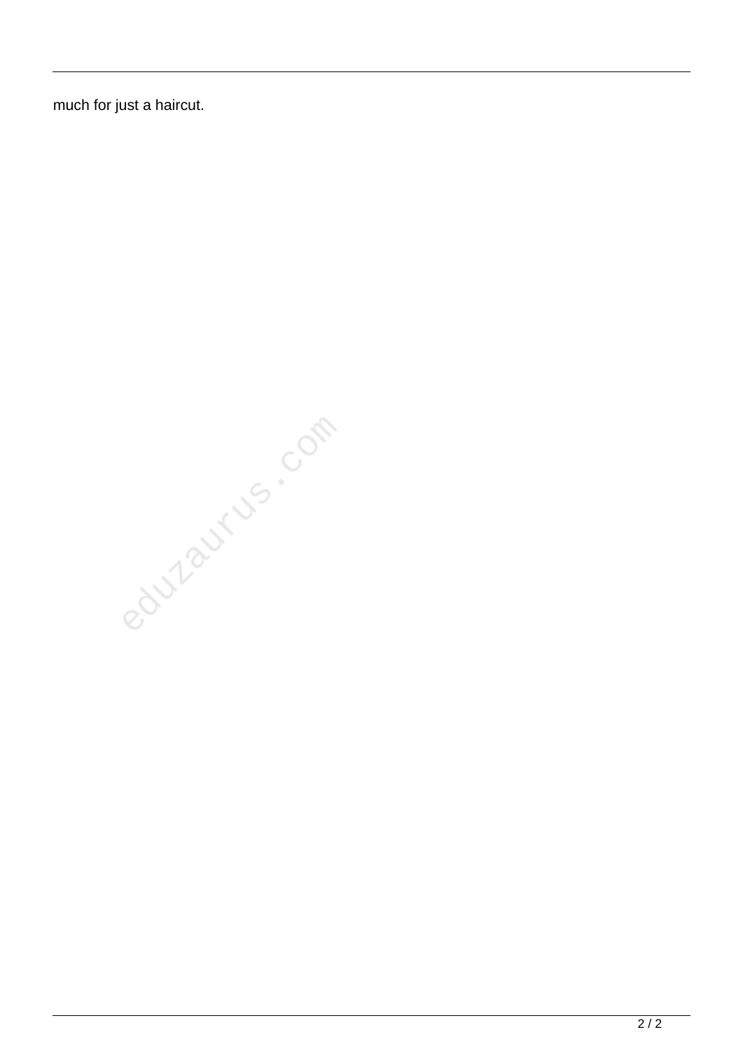much for just a haircut.